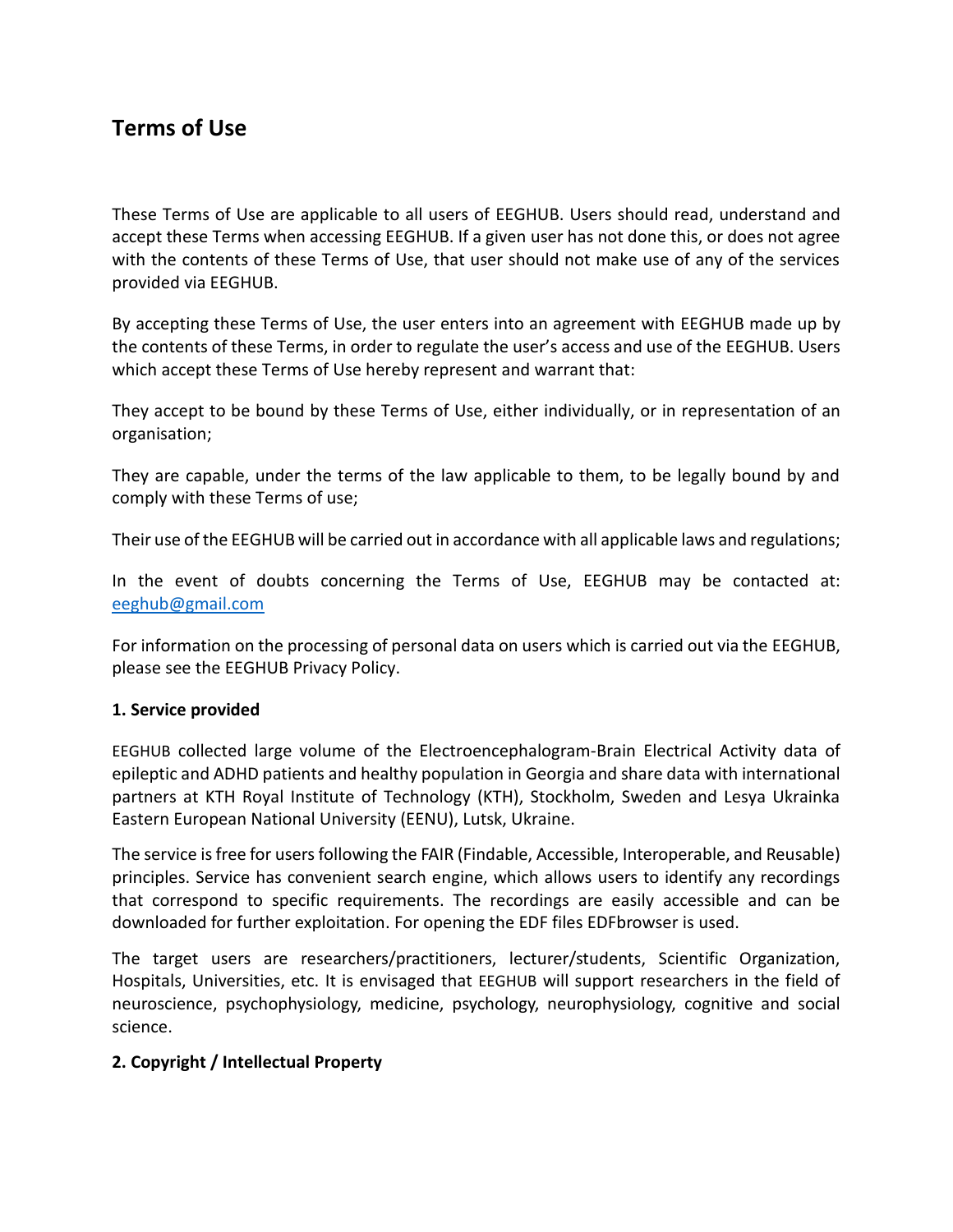# Terms of Use

These Terms of Use are applicable to all users of EEGHUB. Users should read, understand and accept these Terms when accessing EEGHUB. If a given user has not done this, or does not agree with the contents of these Terms of Use, that user should not make use of any of the services provided via EEGHUB.

By accepting these Terms of Use, the user enters into an agreement with EEGHUB made up by the contents of these Terms, in order to regulate the user's access and use of the EEGHUB. Users which accept these Terms of Use hereby represent and warrant that:

They accept to be bound by these Terms of Use, either individually, or in representation of an organisation;

They are capable, under the terms of the law applicable to them, to be legally bound by and comply with these Terms of use;

Their use of the EEGHUB will be carried out in accordance with all applicable laws and regulations;

In the event of doubts concerning the Terms of Use, EEGHUB may be contacted at: eeghub@gmail.com

For information on the processing of personal data on users which is carried out via the EEGHUB, please see the EEGHUB Privacy Policy.

**1. Service provided**

EEGHUB collected large volume of the Electroencephalogram-Brain Electrical Activity data of epileptic and ADHD patients and healthy population in Georgia and share data with international partners at KTH Royal Institute of Technology (KTH), Stockholm, Sweden and Lesya Ukrainka Eastern European National University (EENU), Lutsk, Ukraine.

The service is free for users following the FAIR (Findable, Accessible, Interoperable, and Reusable) principles. Service has convenient search engine, which allows users to identify any recordings that correspond to specific requirements. The recordings are easily accessible and can be downloaded for further exploitation. For opening the EDF files EDFbrowser is used.

The target users are researchers/practitioners, lecturer/students, Scientific Organization, Hospitals, Universities, etc. It is envisaged that EEGHUB will support researchers in the field of neuroscience, psychophysiology, medicine, psychology, neurophysiology, cognitive and social science.

**2. Copyright / Intellectual Property**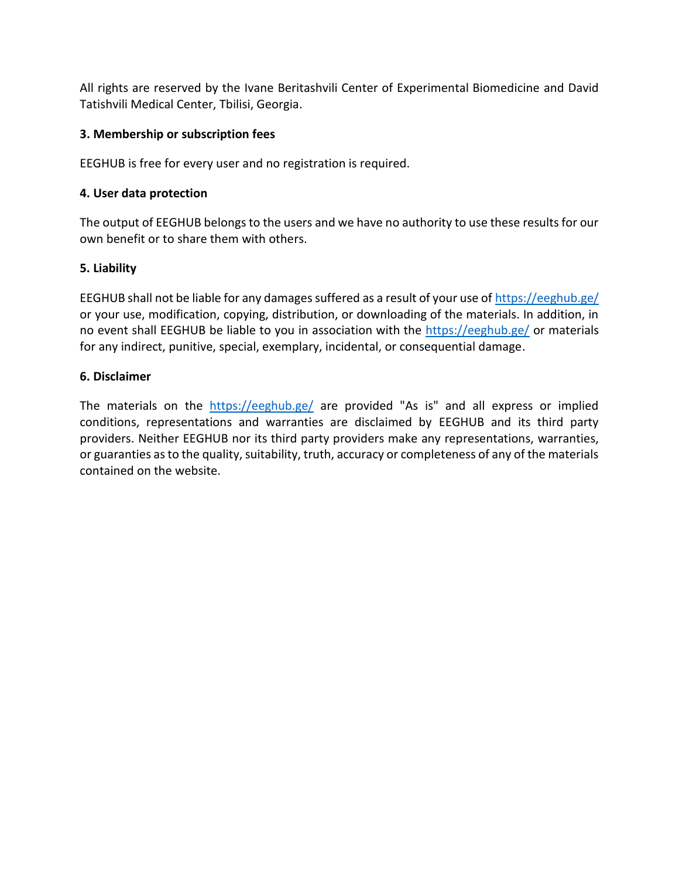All rights are reserved by the Ivane Beritashvili Center of Experimental Biomedicine and David Tatishvili Medical Center, Tbilisi, Georgia.

**3. Membership or subscription fees**

EEGHUB is free for every user and no registration is required.

**4. User data protection**

The output of EEGHUB belongs to the users and we have no authority to use these results for our own benefit or to share them with others.

**5. Liability**

EEGHUB shall not be liable for any damages suffered as a result of your use of [https://eeghub.ge/](https://eeghub.ge/) or your use, modification, copying, distribution, or downloading of the materials. In addition, in no event shall EEGHUB be liable to you in association with the [https://eeghub.ge/](https://eeghub.ge/) or materials for any indirect, punitive, special, exemplary, incidental, or consequential damage.

**6. Disclaimer**

The materials on the [https://eeghub.ge/](https://eeghub.ge/) are provided "As is" and all express or implied conditions, representations and warranties are disclaimed by EEGHUB and its third party providers. Neither EEGHUB nor its third party providers make any representations, warranties, or guaranties as to the quality, suitability, truth, accuracy or completeness of any of the materials contained on the website.